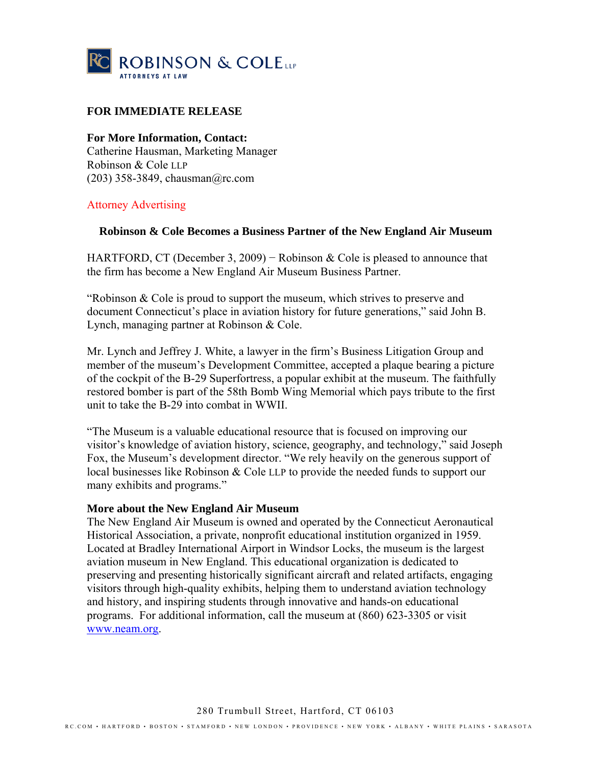ROBINSON & COLE LLP
ATTORNEYS AT LAW

**FOR IMMEDIATE RELEASE**

**For More Information, Contact:**
Catherine Hausman, Marketing Manager
Robinson & Cole LLP
(203) 358-3849, chausman@rc.com

Attorney Advertising

**Robinson & Cole Becomes a Business Partner of the New England Air Museum**

HARTFORD, CT (December 3, 2009) − Robinson & Cole is pleased to announce that the firm has become a New England Air Museum Business Partner.

"Robinson & Cole is proud to support the museum, which strives to preserve and document Connecticut's place in aviation history for future generations," said John B. Lynch, managing partner at Robinson & Cole.

Mr. Lynch and Jeffrey J. White, a lawyer in the firm's Business Litigation Group and member of the museum's Development Committee, accepted a plaque bearing a picture of the cockpit of the B-29 Superfortress, a popular exhibit at the museum. The faithfully restored bomber is part of the 58th Bomb Wing Memorial which pays tribute to the first unit to take the B-29 into combat in WWII.

"The Museum is a valuable educational resource that is focused on improving our visitor's knowledge of aviation history, science, geography, and technology," said Joseph Fox, the Museum's development director. "We rely heavily on the generous support of local businesses like Robinson & Cole LLP to provide the needed funds to support our many exhibits and programs."

**More about the New England Air Museum**
The New England Air Museum is owned and operated by the Connecticut Aeronautical Historical Association, a private, nonprofit educational institution organized in 1959. Located at Bradley International Airport in Windsor Locks, the museum is the largest aviation museum in New England. This educational organization is dedicated to preserving and presenting historically significant aircraft and related artifacts, engaging visitors through high-quality exhibits, helping them to understand aviation technology and history, and inspiring students through innovative and hands-on educational programs. For additional information, call the museum at (860) 623-3305 or visit www.neam.org.

280 Trumbull Street, Hartford, CT 06103

RC.COM • HARTFORD • BOSTON • STAMFORD • NEW LONDON • PROVIDENCE • NEW YORK • ALBANY • WHITE PLAINS • SARASOTA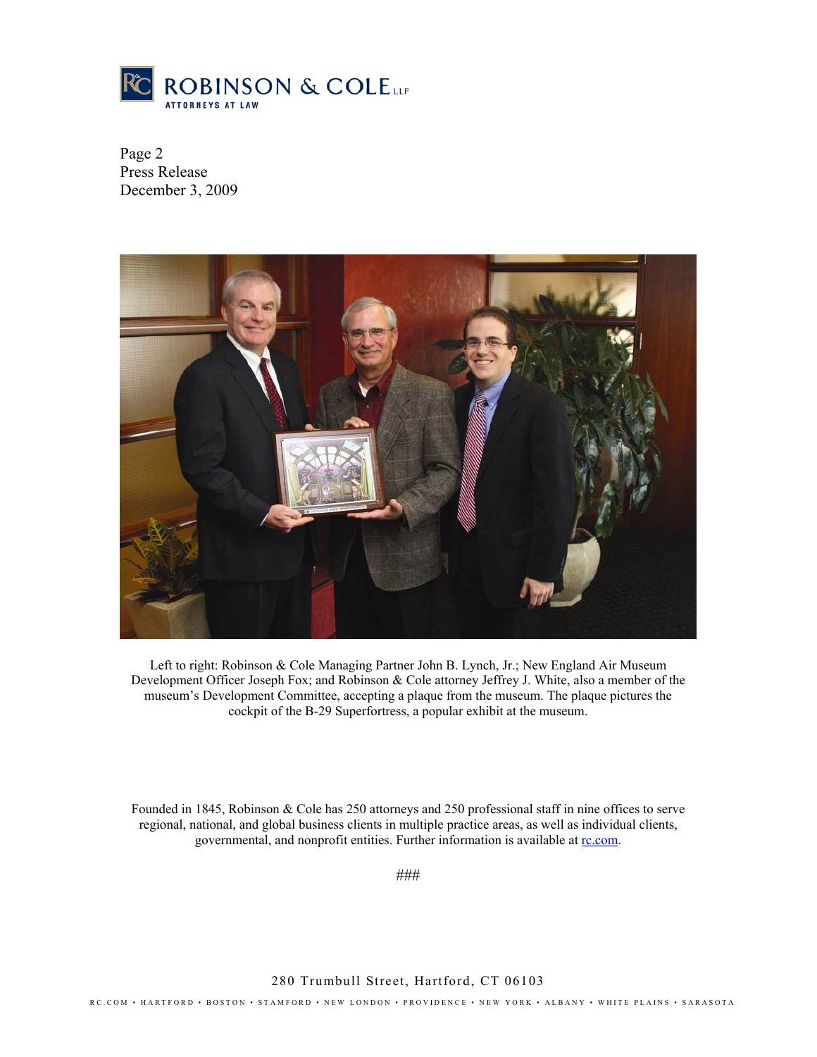Page 2
Press Release
December 3, 2009

Left to right: Robinson & Cole Managing Partner John B. Lynch, Jr.; New England Air Museum Development Officer Joseph Fox; and Robinson & Cole attorney Jeffrey J. White, also a member of the museum's Development Committee, accepting a plaque from the museum. The plaque pictures the cockpit of the B-29 Superfortress, a popular exhibit at the museum.

Founded in 1845, Robinson & Cole has 250 attorneys and 250 professional staff in nine offices to serve regional, national, and global business clients in multiple practice areas, as well as individual clients, governmental, and nonprofit entities. Further information is available at rc.com.

###